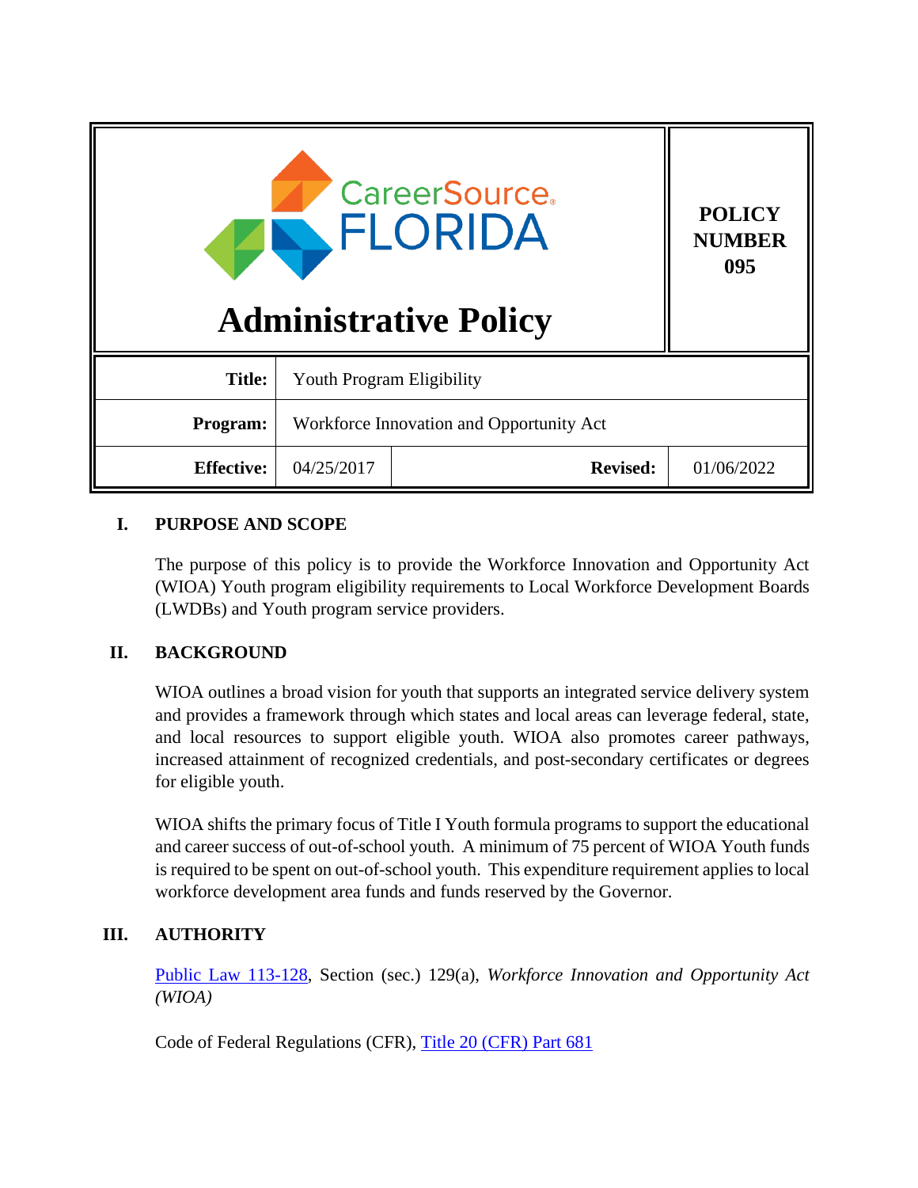| CareerSource FLORIDA<br>**Administrative Policy** | **POLICY NUMBER 095** | | |
|---|---|---|---|
| **Title:** | Youth Program Eligibility | | |
| **Program:** | Workforce Innovation and Opportunity Act | | |
| **Effective:** | 04/25/2017 | **Revised:** | 01/06/2022 |

## I. PURPOSE AND SCOPE

The purpose of this policy is to provide the Workforce Innovation and Opportunity Act (WIOA) Youth program eligibility requirements to Local Workforce Development Boards (LWDBs) and Youth program service providers.

## II. BACKGROUND

WIOA outlines a broad vision for youth that supports an integrated service delivery system and provides a framework through which states and local areas can leverage federal, state, and local resources to support eligible youth. WIOA also promotes career pathways, increased attainment of recognized credentials, and post-secondary certificates or degrees for eligible youth.

WIOA shifts the primary focus of Title I Youth formula programs to support the educational and career success of out-of-school youth. A minimum of 75 percent of WIOA Youth funds is required to be spent on out-of-school youth. This expenditure requirement applies to local workforce development area funds and funds reserved by the Governor.

## III. AUTHORITY

Public Law 113-128, Section (sec.) 129(a), *Workforce Innovation and Opportunity Act (WIOA)*

Code of Federal Regulations (CFR), Title 20 (CFR) Part 681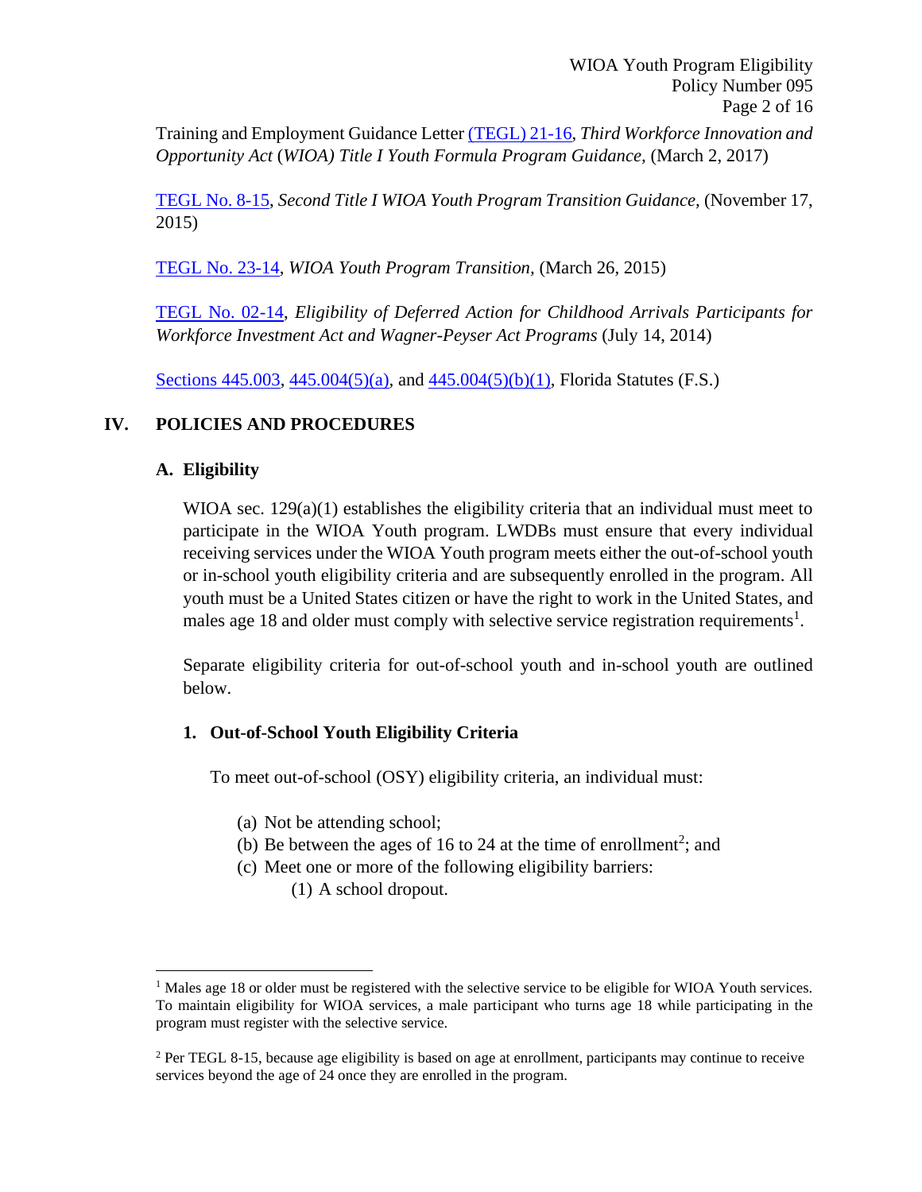Training and Employment Guidance Letter (TEGL) 21-16, *Third Workforce Innovation and Opportunity Act* (*WIOA) Title I Youth Formula Program Guidance,* (March 2, 2017)

TEGL No. 8-15, *Second Title I WIOA Youth Program Transition Guidance,* (November 17, 2015)

TEGL No. 23-14, *WIOA Youth Program Transition,* (March 26, 2015)

TEGL No. 02-14, *Eligibility of Deferred Action for Childhood Arrivals Participants for Workforce Investment Act and Wagner-Peyser Act Programs* (July 14, 2014)

Sections 445.003, 445.004(5)(a), and 445.004(5)(b)(1), Florida Statutes (F.S.)

## IV. POLICIES AND PROCEDURES

### A. Eligibility

WIOA sec. 129(a)(1) establishes the eligibility criteria that an individual must meet to participate in the WIOA Youth program. LWDBs must ensure that every individual receiving services under the WIOA Youth program meets either the out-of-school youth or in-school youth eligibility criteria and are subsequently enrolled in the program. All youth must be a United States citizen or have the right to work in the United States, and males age 18 and older must comply with selective service registration requirements[1].

Separate eligibility criteria for out-of-school youth and in-school youth are outlined below.

#### 1. Out-of-School Youth Eligibility Criteria

To meet out-of-school (OSY) eligibility criteria, an individual must:

(a) Not be attending school;
(b) Be between the ages of 16 to 24 at the time of enrollment[2]; and
(c) Meet one or more of the following eligibility barriers:
   (1) A school dropout.

---

[1] Males age 18 or older must be registered with the selective service to be eligible for WIOA Youth services. To maintain eligibility for WIOA services, a male participant who turns age 18 while participating in the program must register with the selective service.

[2] Per TEGL 8-15, because age eligibility is based on age at enrollment, participants may continue to receive services beyond the age of 24 once they are enrolled in the program.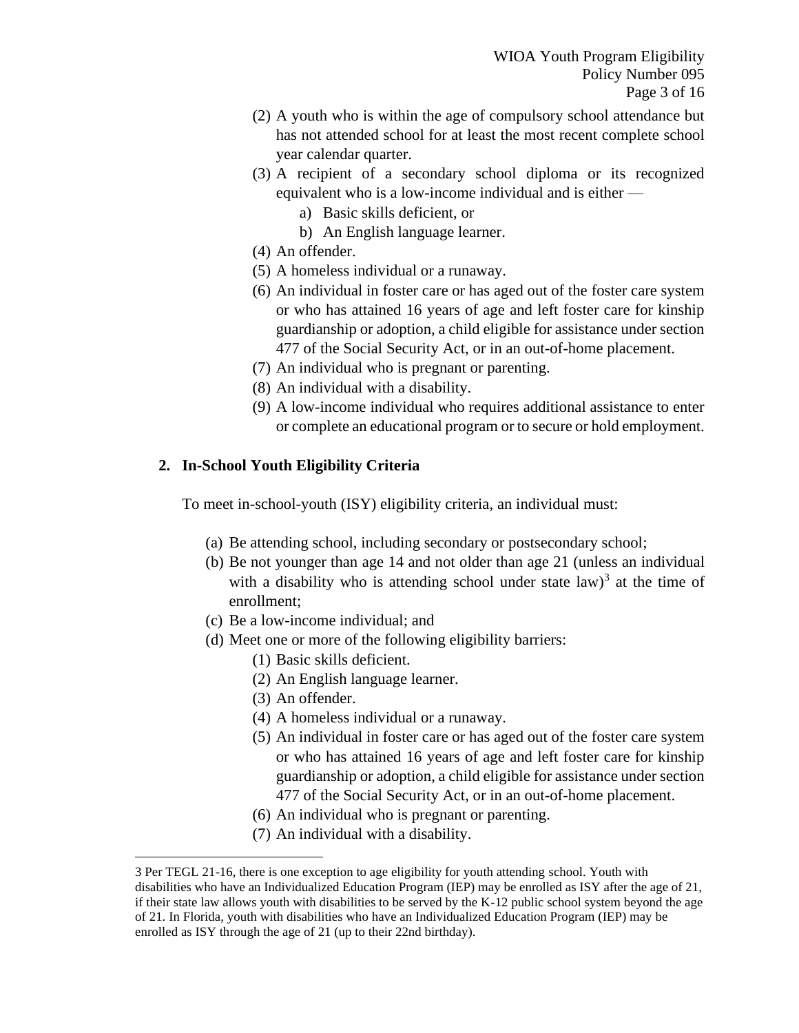(2) A youth who is within the age of compulsory school attendance but has not attended school for at least the most recent complete school year calendar quarter.
(3) A recipient of a secondary school diploma or its recognized equivalent who is a low-income individual and is either —
    a) Basic skills deficient, or
    b) An English language learner.
(4) An offender.
(5) A homeless individual or a runaway.
(6) An individual in foster care or has aged out of the foster care system or who has attained 16 years of age and left foster care for kinship guardianship or adoption, a child eligible for assistance under section 477 of the Social Security Act, or in an out-of-home placement.
(7) An individual who is pregnant or parenting.
(8) An individual with a disability.
(9) A low-income individual who requires additional assistance to enter or complete an educational program or to secure or hold employment.

**2. In-School Youth Eligibility Criteria**

To meet in-school-youth (ISY) eligibility criteria, an individual must:

(a) Be attending school, including secondary or postsecondary school;
(b) Be not younger than age 14 and not older than age 21 (unless an individual with a disability who is attending school under state law)[3] at the time of enrollment;
(c) Be a low-income individual; and
(d) Meet one or more of the following eligibility barriers:
    (1) Basic skills deficient.
    (2) An English language learner.
    (3) An offender.
    (4) A homeless individual or a runaway.
    (5) An individual in foster care or has aged out of the foster care system or who has attained 16 years of age and left foster care for kinship guardianship or adoption, a child eligible for assistance under section 477 of the Social Security Act, or in an out-of-home placement.
    (6) An individual who is pregnant or parenting.
    (7) An individual with a disability.

---

3 Per TEGL 21-16, there is one exception to age eligibility for youth attending school. Youth with disabilities who have an Individualized Education Program (IEP) may be enrolled as ISY after the age of 21, if their state law allows youth with disabilities to be served by the K-12 public school system beyond the age of 21. In Florida, youth with disabilities who have an Individualized Education Program (IEP) may be enrolled as ISY through the age of 21 (up to their 22nd birthday).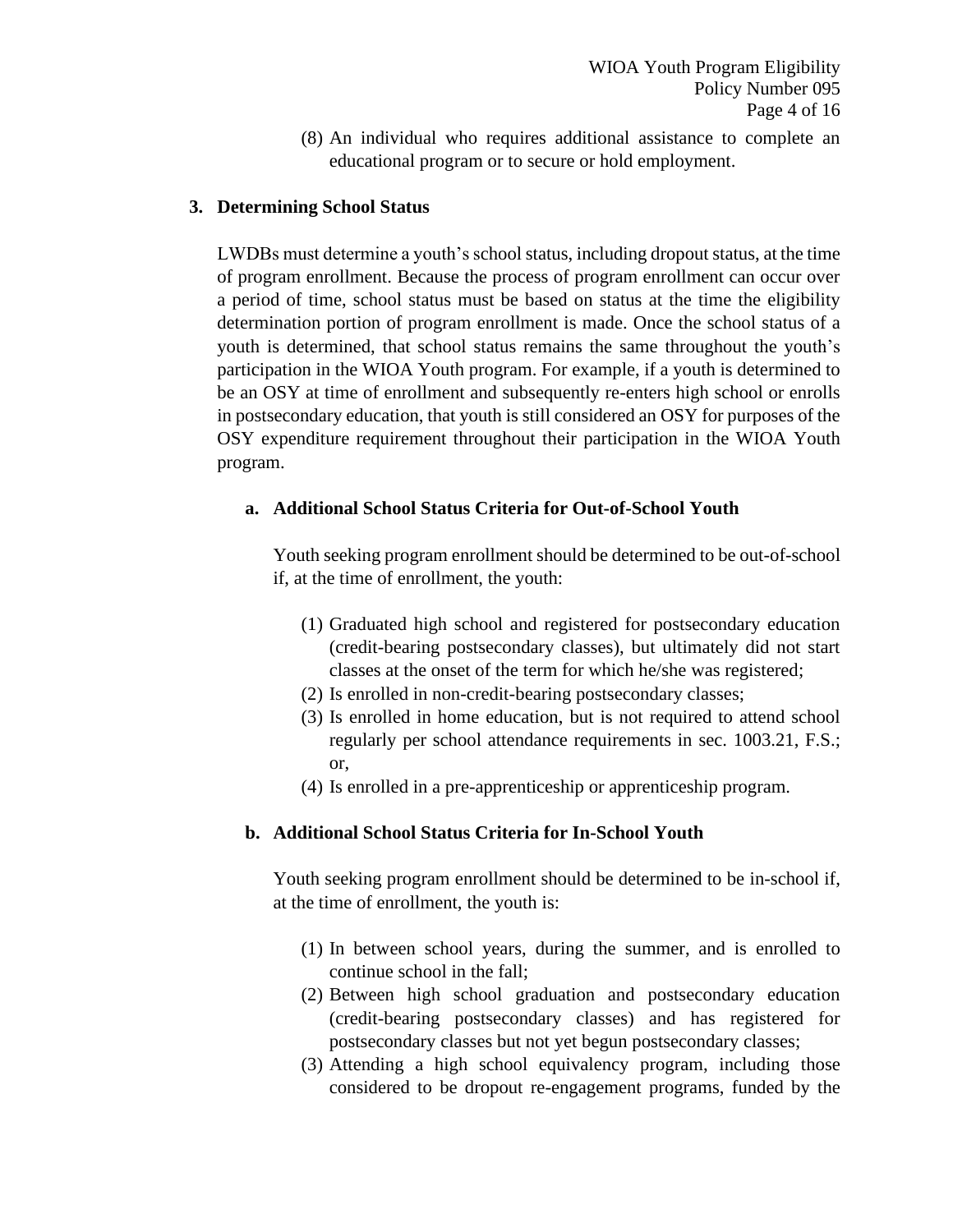(8) An individual who requires additional assistance to complete an educational program or to secure or hold employment.

## 3. Determining School Status

LWDBs must determine a youth's school status, including dropout status, at the time of program enrollment. Because the process of program enrollment can occur over a period of time, school status must be based on status at the time the eligibility determination portion of program enrollment is made. Once the school status of a youth is determined, that school status remains the same throughout the youth's participation in the WIOA Youth program. For example, if a youth is determined to be an OSY at time of enrollment and subsequently re-enters high school or enrolls in postsecondary education, that youth is still considered an OSY for purposes of the OSY expenditure requirement throughout their participation in the WIOA Youth program.

### a. Additional School Status Criteria for Out-of-School Youth

Youth seeking program enrollment should be determined to be out-of-school if, at the time of enrollment, the youth:

(1) Graduated high school and registered for postsecondary education (credit-bearing postsecondary classes), but ultimately did not start classes at the onset of the term for which he/she was registered;
(2) Is enrolled in non-credit-bearing postsecondary classes;
(3) Is enrolled in home education, but is not required to attend school regularly per school attendance requirements in sec. 1003.21, F.S.; or,
(4) Is enrolled in a pre-apprenticeship or apprenticeship program.

### b. Additional School Status Criteria for In-School Youth

Youth seeking program enrollment should be determined to be in-school if, at the time of enrollment, the youth is:

(1) In between school years, during the summer, and is enrolled to continue school in the fall;
(2) Between high school graduation and postsecondary education (credit-bearing postsecondary classes) and has registered for postsecondary classes but not yet begun postsecondary classes;
(3) Attending a high school equivalency program, including those considered to be dropout re-engagement programs, funded by the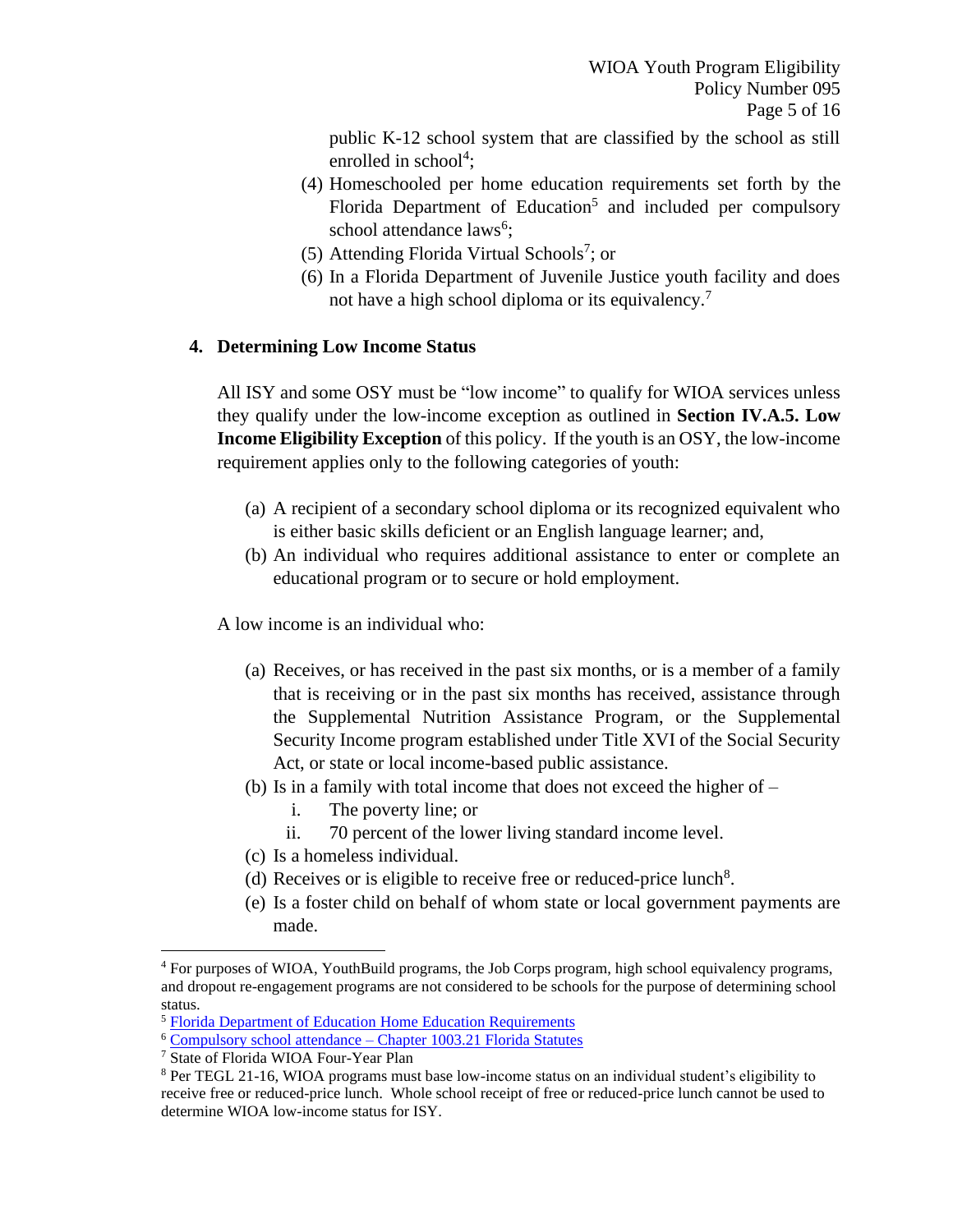public K-12 school system that are classified by the school as still enrolled in school[4];

(4) Homeschooled per home education requirements set forth by the Florida Department of Education[5] and included per compulsory school attendance laws[6];

(5) Attending Florida Virtual Schools[7]; or

(6) In a Florida Department of Juvenile Justice youth facility and does not have a high school diploma or its equivalency.[7]

## 4. Determining Low Income Status

All ISY and some OSY must be "low income" to qualify for WIOA services unless they qualify under the low-income exception as outlined in **Section IV.A.5. Low Income Eligibility Exception** of this policy. If the youth is an OSY, the low-income requirement applies only to the following categories of youth:

(a) A recipient of a secondary school diploma or its recognized equivalent who is either basic skills deficient or an English language learner; and,

(b) An individual who requires additional assistance to enter or complete an educational program or to secure or hold employment.

A low income is an individual who:

(a) Receives, or has received in the past six months, or is a member of a family that is receiving or in the past six months has received, assistance through the Supplemental Nutrition Assistance Program, or the Supplemental Security Income program established under Title XVI of the Social Security Act, or state or local income-based public assistance.

(b) Is in a family with total income that does not exceed the higher of –
   i. The poverty line; or
   ii. 70 percent of the lower living standard income level.

(c) Is a homeless individual.

(d) Receives or is eligible to receive free or reduced-price lunch[8].

(e) Is a foster child on behalf of whom state or local government payments are made.

---

[4] For purposes of WIOA, YouthBuild programs, the Job Corps program, high school equivalency programs, and dropout re-engagement programs are not considered to be schools for the purpose of determining school status.

[5] Florida Department of Education Home Education Requirements

[6] Compulsory school attendance – Chapter 1003.21 Florida Statutes

[7] State of Florida WIOA Four-Year Plan

[8] Per TEGL 21-16, WIOA programs must base low-income status on an individual student's eligibility to receive free or reduced-price lunch. Whole school receipt of free or reduced-price lunch cannot be used to determine WIOA low-income status for ISY.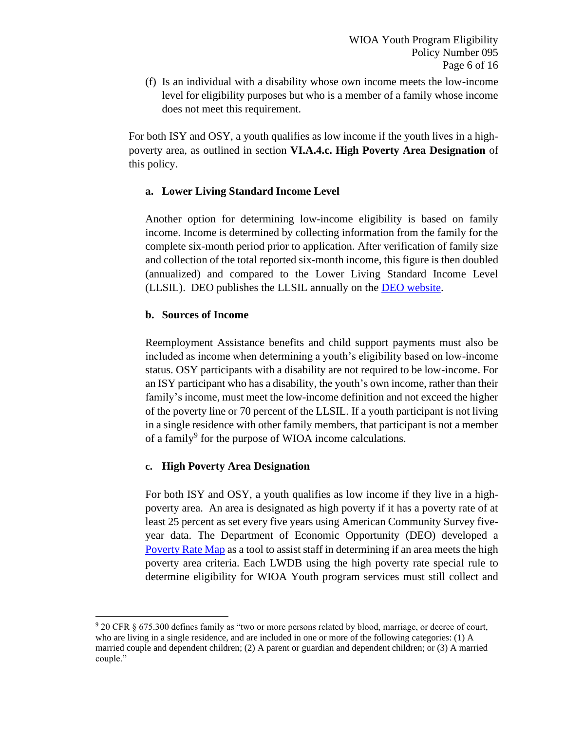(f) Is an individual with a disability whose own income meets the low-income level for eligibility purposes but who is a member of a family whose income does not meet this requirement.

For both ISY and OSY, a youth qualifies as low income if the youth lives in a high-poverty area, as outlined in section **VI.A.4.c. High Poverty Area Designation** of this policy.

**a. Lower Living Standard Income Level**

Another option for determining low-income eligibility is based on family income. Income is determined by collecting information from the family for the complete six-month period prior to application. After verification of family size and collection of the total reported six-month income, this figure is then doubled (annualized) and compared to the Lower Living Standard Income Level (LLSIL). DEO publishes the LLSIL annually on the [DEO website](DEO website).

**b. Sources of Income**

Reemployment Assistance benefits and child support payments must also be included as income when determining a youth's eligibility based on low-income status. OSY participants with a disability are not required to be low-income. For an ISY participant who has a disability, the youth's own income, rather than their family's income, must meet the low-income definition and not exceed the higher of the poverty line or 70 percent of the LLSIL. If a youth participant is not living in a single residence with other family members, that participant is not a member of a family[9] for the purpose of WIOA income calculations.

**c. High Poverty Area Designation**

For both ISY and OSY, a youth qualifies as low income if they live in a high-poverty area. An area is designated as high poverty if it has a poverty rate of at least 25 percent as set every five years using American Community Survey five-year data. The Department of Economic Opportunity (DEO) developed a [Poverty Rate Map](Poverty Rate Map) as a tool to assist staff in determining if an area meets the high poverty area criteria. Each LWDB using the high poverty rate special rule to determine eligibility for WIOA Youth program services must still collect and

---

[9] 20 CFR § 675.300 defines family as "two or more persons related by blood, marriage, or decree of court, who are living in a single residence, and are included in one or more of the following categories: (1) A married couple and dependent children; (2) A parent or guardian and dependent children; or (3) A married couple."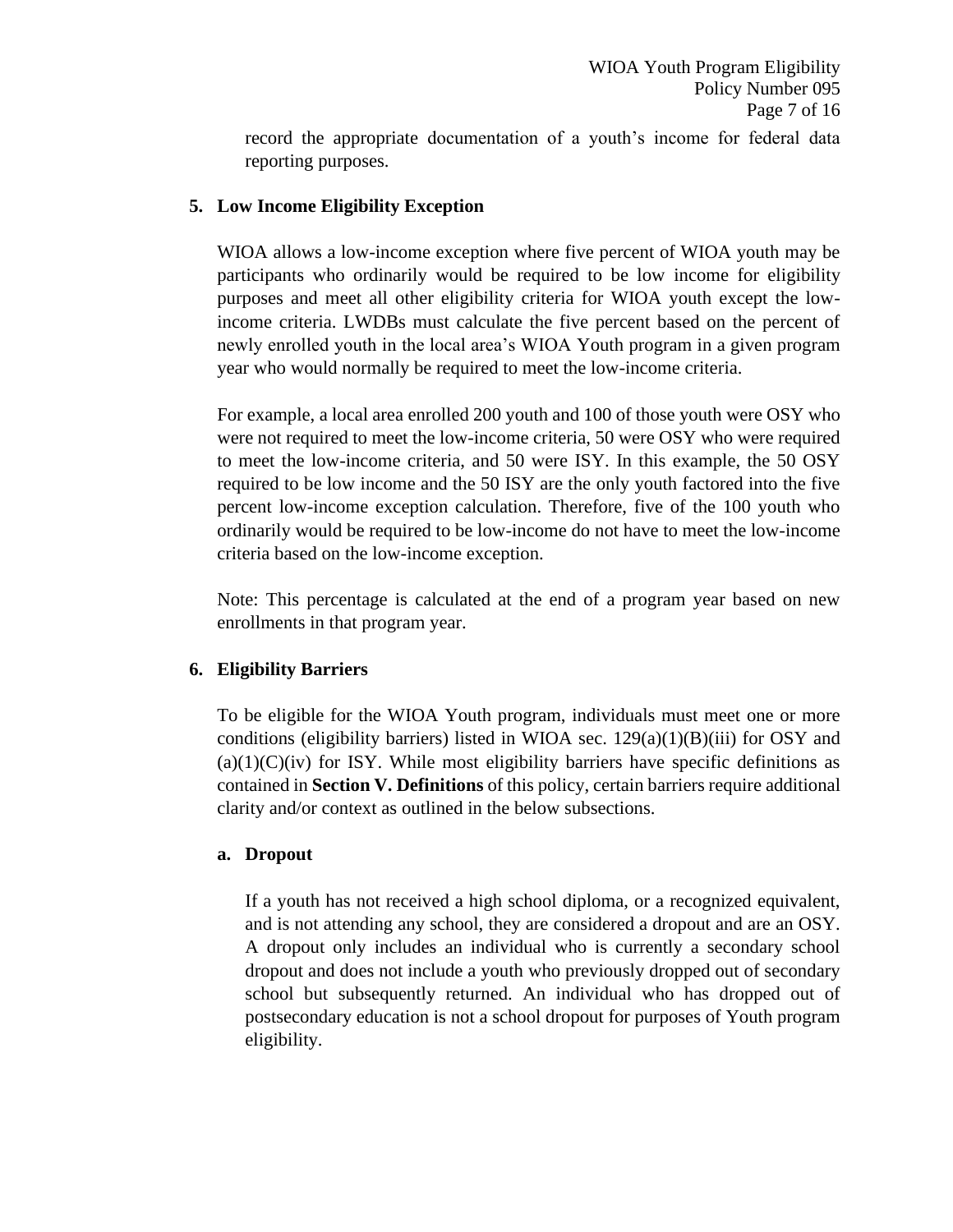record the appropriate documentation of a youth's income for federal data reporting purposes.

**5. Low Income Eligibility Exception**

WIOA allows a low-income exception where five percent of WIOA youth may be participants who ordinarily would be required to be low income for eligibility purposes and meet all other eligibility criteria for WIOA youth except the low-income criteria. LWDBs must calculate the five percent based on the percent of newly enrolled youth in the local area's WIOA Youth program in a given program year who would normally be required to meet the low-income criteria.

For example, a local area enrolled 200 youth and 100 of those youth were OSY who were not required to meet the low-income criteria, 50 were OSY who were required to meet the low-income criteria, and 50 were ISY. In this example, the 50 OSY required to be low income and the 50 ISY are the only youth factored into the five percent low-income exception calculation. Therefore, five of the 100 youth who ordinarily would be required to be low-income do not have to meet the low-income criteria based on the low-income exception.

Note: This percentage is calculated at the end of a program year based on new enrollments in that program year.

**6. Eligibility Barriers**

To be eligible for the WIOA Youth program, individuals must meet one or more conditions (eligibility barriers) listed in WIOA sec. 129(a)(1)(B)(iii) for OSY and (a)(1)(C)(iv) for ISY. While most eligibility barriers have specific definitions as contained in **Section V. Definitions** of this policy, certain barriers require additional clarity and/or context as outlined in the below subsections.

**a. Dropout**

If a youth has not received a high school diploma, or a recognized equivalent, and is not attending any school, they are considered a dropout and are an OSY. A dropout only includes an individual who is currently a secondary school dropout and does not include a youth who previously dropped out of secondary school but subsequently returned. An individual who has dropped out of postsecondary education is not a school dropout for purposes of Youth program eligibility.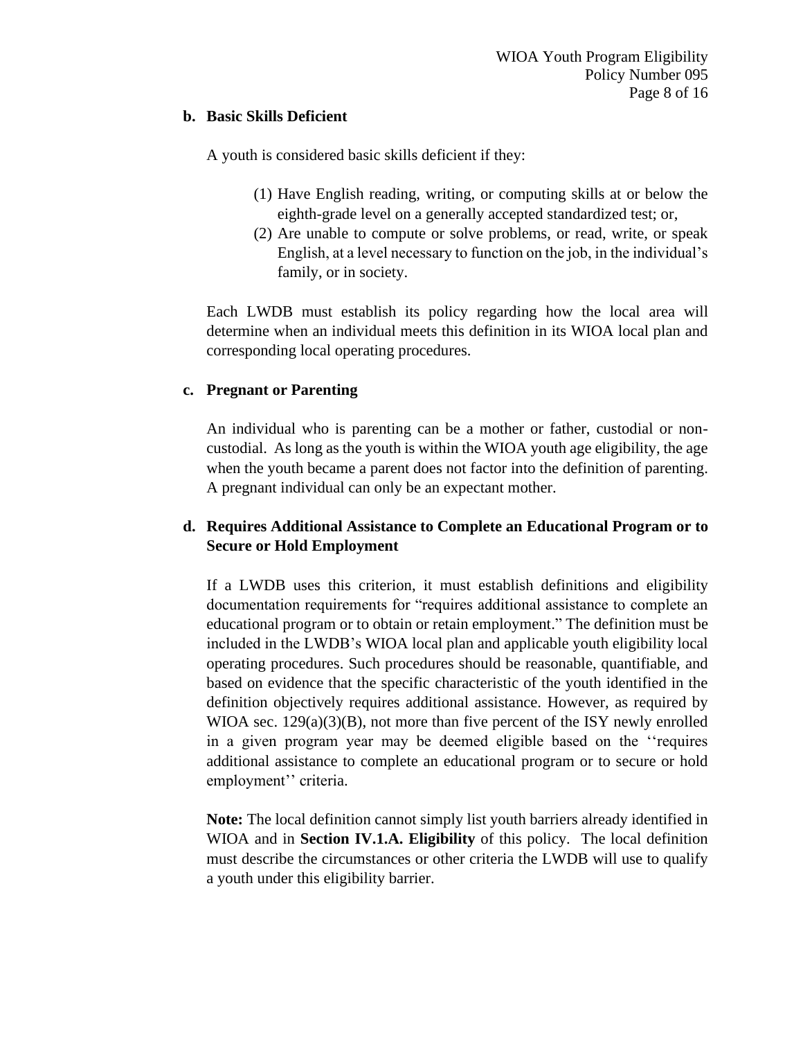**b. Basic Skills Deficient**

A youth is considered basic skills deficient if they:

(1) Have English reading, writing, or computing skills at or below the eighth-grade level on a generally accepted standardized test; or,

(2) Are unable to compute or solve problems, or read, write, or speak English, at a level necessary to function on the job, in the individual's family, or in society.

Each LWDB must establish its policy regarding how the local area will determine when an individual meets this definition in its WIOA local plan and corresponding local operating procedures.

**c. Pregnant or Parenting**

An individual who is parenting can be a mother or father, custodial or non-custodial. As long as the youth is within the WIOA youth age eligibility, the age when the youth became a parent does not factor into the definition of parenting. A pregnant individual can only be an expectant mother.

**d. Requires Additional Assistance to Complete an Educational Program or to Secure or Hold Employment**

If a LWDB uses this criterion, it must establish definitions and eligibility documentation requirements for "requires additional assistance to complete an educational program or to obtain or retain employment." The definition must be included in the LWDB's WIOA local plan and applicable youth eligibility local operating procedures. Such procedures should be reasonable, quantifiable, and based on evidence that the specific characteristic of the youth identified in the definition objectively requires additional assistance. However, as required by WIOA sec. 129(a)(3)(B), not more than five percent of the ISY newly enrolled in a given program year may be deemed eligible based on the ''requires additional assistance to complete an educational program or to secure or hold employment'' criteria.

**Note:** The local definition cannot simply list youth barriers already identified in WIOA and in **Section IV.1.A. Eligibility** of this policy. The local definition must describe the circumstances or other criteria the LWDB will use to qualify a youth under this eligibility barrier.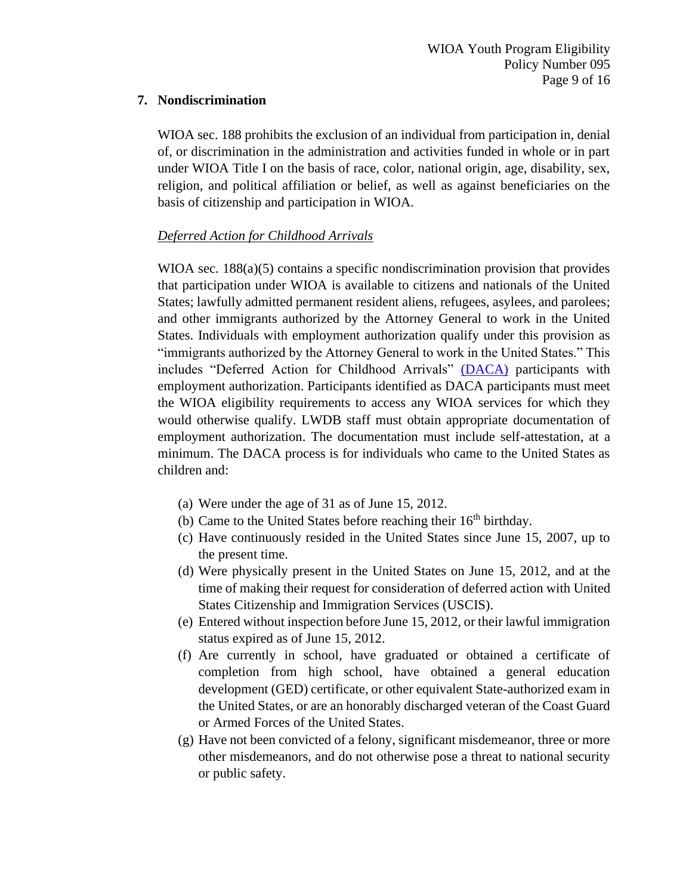## 7. Nondiscrimination

WIOA sec. 188 prohibits the exclusion of an individual from participation in, denial of, or discrimination in the administration and activities funded in whole or in part under WIOA Title I on the basis of race, color, national origin, age, disability, sex, religion, and political affiliation or belief, as well as against beneficiaries on the basis of citizenship and participation in WIOA.

*Deferred Action for Childhood Arrivals*

WIOA sec. 188(a)(5) contains a specific nondiscrimination provision that provides that participation under WIOA is available to citizens and nationals of the United States; lawfully admitted permanent resident aliens, refugees, asylees, and parolees; and other immigrants authorized by the Attorney General to work in the United States. Individuals with employment authorization qualify under this provision as "immigrants authorized by the Attorney General to work in the United States." This includes "Deferred Action for Childhood Arrivals" (DACA) participants with employment authorization. Participants identified as DACA participants must meet the WIOA eligibility requirements to access any WIOA services for which they would otherwise qualify. LWDB staff must obtain appropriate documentation of employment authorization. The documentation must include self-attestation, at a minimum. The DACA process is for individuals who came to the United States as children and:

(a) Were under the age of 31 as of June 15, 2012.
(b) Came to the United States before reaching their 16th birthday.
(c) Have continuously resided in the United States since June 15, 2007, up to the present time.
(d) Were physically present in the United States on June 15, 2012, and at the time of making their request for consideration of deferred action with United States Citizenship and Immigration Services (USCIS).
(e) Entered without inspection before June 15, 2012, or their lawful immigration status expired as of June 15, 2012.
(f) Are currently in school, have graduated or obtained a certificate of completion from high school, have obtained a general education development (GED) certificate, or other equivalent State-authorized exam in the United States, or are an honorably discharged veteran of the Coast Guard or Armed Forces of the United States.
(g) Have not been convicted of a felony, significant misdemeanor, three or more other misdemeanors, and do not otherwise pose a threat to national security or public safety.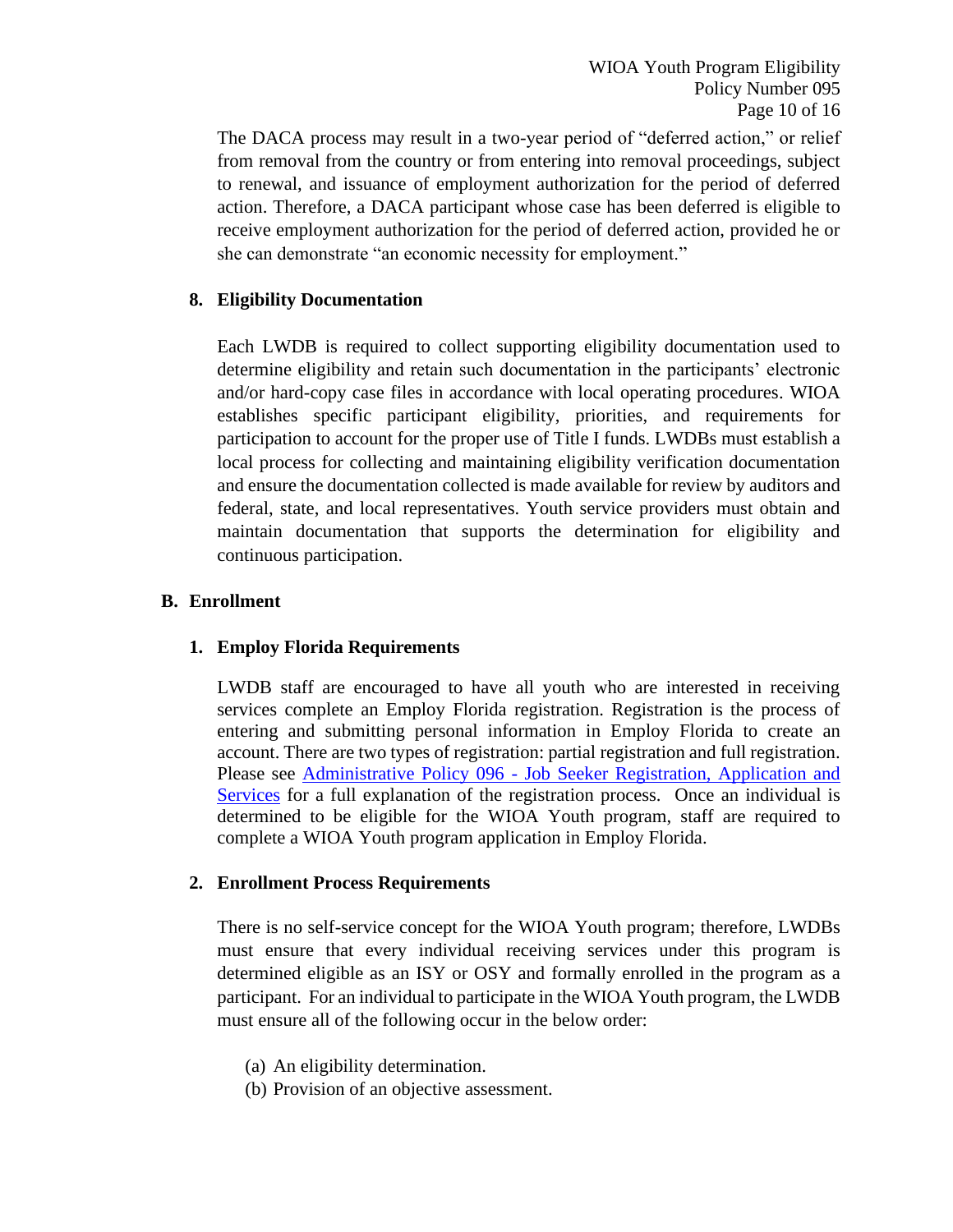The DACA process may result in a two-year period of “deferred action,” or relief from removal from the country or from entering into removal proceedings, subject to renewal, and issuance of employment authorization for the period of deferred action. Therefore, a DACA participant whose case has been deferred is eligible to receive employment authorization for the period of deferred action, provided he or she can demonstrate “an economic necessity for employment.”

### 8. Eligibility Documentation

Each LWDB is required to collect supporting eligibility documentation used to determine eligibility and retain such documentation in the participants’ electronic and/or hard-copy case files in accordance with local operating procedures. WIOA establishes specific participant eligibility, priorities, and requirements for participation to account for the proper use of Title I funds. LWDBs must establish a local process for collecting and maintaining eligibility verification documentation and ensure the documentation collected is made available for review by auditors and federal, state, and local representatives. Youth service providers must obtain and maintain documentation that supports the determination for eligibility and continuous participation.

## B. Enrollment

### 1. Employ Florida Requirements

LWDB staff are encouraged to have all youth who are interested in receiving services complete an Employ Florida registration. Registration is the process of entering and submitting personal information in Employ Florida to create an account. There are two types of registration: partial registration and full registration. Please see Administrative Policy 096 - Job Seeker Registration, Application and Services for a full explanation of the registration process. Once an individual is determined to be eligible for the WIOA Youth program, staff are required to complete a WIOA Youth program application in Employ Florida.

### 2. Enrollment Process Requirements

There is no self-service concept for the WIOA Youth program; therefore, LWDBs must ensure that every individual receiving services under this program is determined eligible as an ISY or OSY and formally enrolled in the program as a participant. For an individual to participate in the WIOA Youth program, the LWDB must ensure all of the following occur in the below order:

(a) An eligibility determination.
(b) Provision of an objective assessment.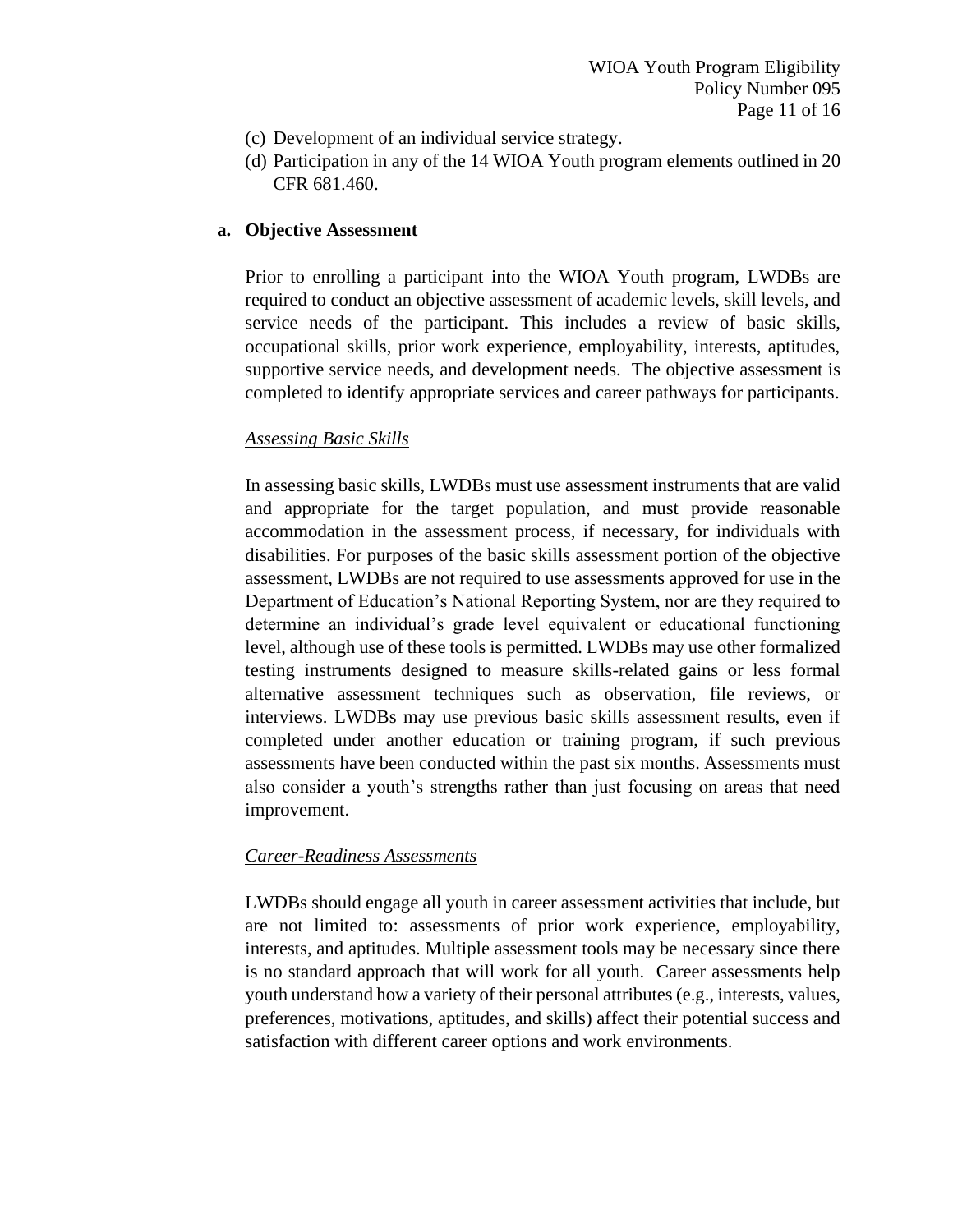(c) Development of an individual service strategy.
(d) Participation in any of the 14 WIOA Youth program elements outlined in 20 CFR 681.460.

**a. Objective Assessment**

Prior to enrolling a participant into the WIOA Youth program, LWDBs are required to conduct an objective assessment of academic levels, skill levels, and service needs of the participant. This includes a review of basic skills, occupational skills, prior work experience, employability, interests, aptitudes, supportive service needs, and development needs. The objective assessment is completed to identify appropriate services and career pathways for participants.

*Assessing Basic Skills*

In assessing basic skills, LWDBs must use assessment instruments that are valid and appropriate for the target population, and must provide reasonable accommodation in the assessment process, if necessary, for individuals with disabilities. For purposes of the basic skills assessment portion of the objective assessment, LWDBs are not required to use assessments approved for use in the Department of Education's National Reporting System, nor are they required to determine an individual's grade level equivalent or educational functioning level, although use of these tools is permitted. LWDBs may use other formalized testing instruments designed to measure skills-related gains or less formal alternative assessment techniques such as observation, file reviews, or interviews. LWDBs may use previous basic skills assessment results, even if completed under another education or training program, if such previous assessments have been conducted within the past six months. Assessments must also consider a youth's strengths rather than just focusing on areas that need improvement.

*Career-Readiness Assessments*

LWDBs should engage all youth in career assessment activities that include, but are not limited to: assessments of prior work experience, employability, interests, and aptitudes. Multiple assessment tools may be necessary since there is no standard approach that will work for all youth. Career assessments help youth understand how a variety of their personal attributes (e.g., interests, values, preferences, motivations, aptitudes, and skills) affect their potential success and satisfaction with different career options and work environments.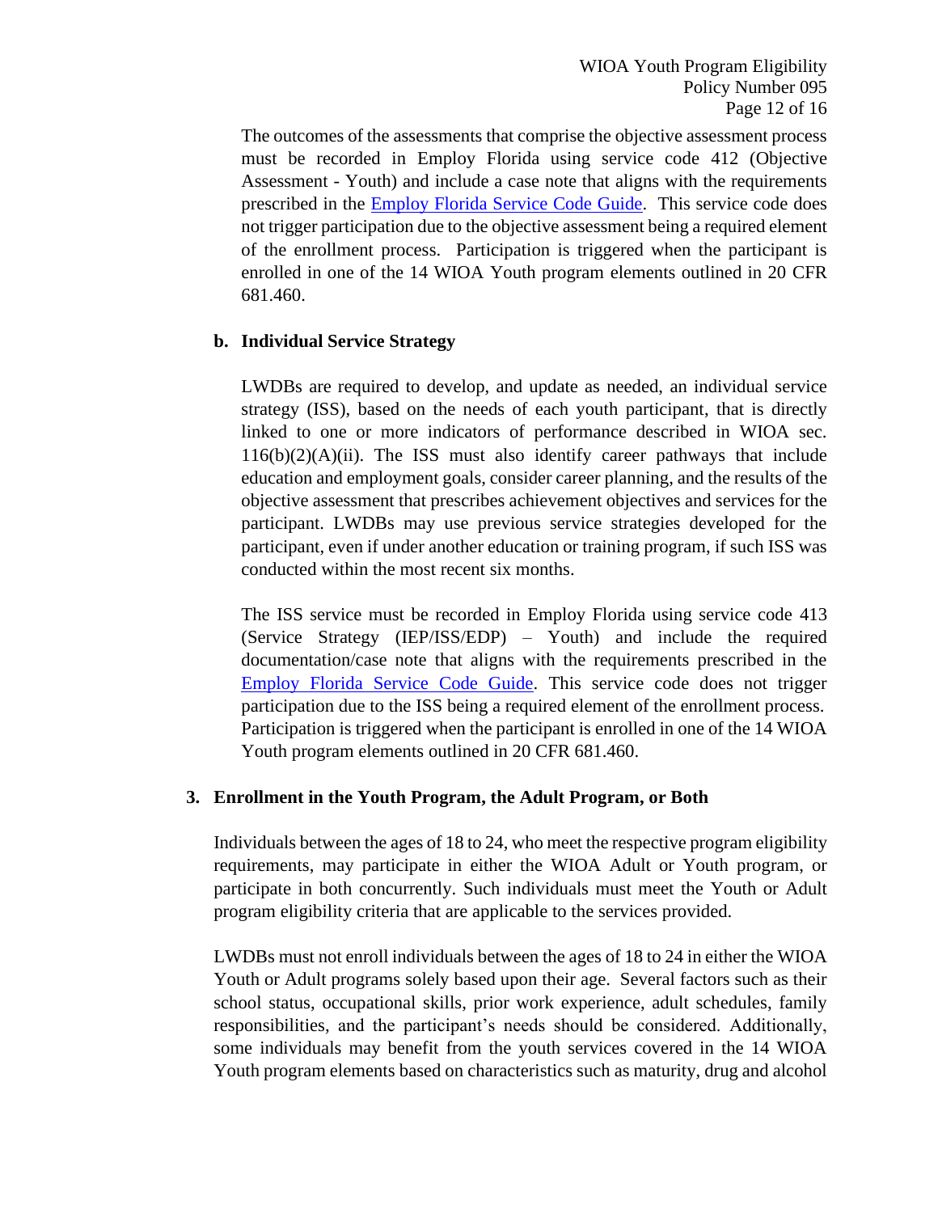The outcomes of the assessments that comprise the objective assessment process must be recorded in Employ Florida using service code 412 (Objective Assessment - Youth) and include a case note that aligns with the requirements prescribed in the [Employ Florida Service Code Guide](). This service code does not trigger participation due to the objective assessment being a required element of the enrollment process. Participation is triggered when the participant is enrolled in one of the 14 WIOA Youth program elements outlined in 20 CFR 681.460.

**b. Individual Service Strategy**

LWDBs are required to develop, and update as needed, an individual service strategy (ISS), based on the needs of each youth participant, that is directly linked to one or more indicators of performance described in WIOA sec. 116(b)(2)(A)(ii). The ISS must also identify career pathways that include education and employment goals, consider career planning, and the results of the objective assessment that prescribes achievement objectives and services for the participant. LWDBs may use previous service strategies developed for the participant, even if under another education or training program, if such ISS was conducted within the most recent six months.

The ISS service must be recorded in Employ Florida using service code 413 (Service Strategy (IEP/ISS/EDP) – Youth) and include the required documentation/case note that aligns with the requirements prescribed in the [Employ Florida Service Code Guide](). This service code does not trigger participation due to the ISS being a required element of the enrollment process. Participation is triggered when the participant is enrolled in one of the 14 WIOA Youth program elements outlined in 20 CFR 681.460.

**3. Enrollment in the Youth Program, the Adult Program, or Both**

Individuals between the ages of 18 to 24, who meet the respective program eligibility requirements, may participate in either the WIOA Adult or Youth program, or participate in both concurrently. Such individuals must meet the Youth or Adult program eligibility criteria that are applicable to the services provided.

LWDBs must not enroll individuals between the ages of 18 to 24 in either the WIOA Youth or Adult programs solely based upon their age. Several factors such as their school status, occupational skills, prior work experience, adult schedules, family responsibilities, and the participant's needs should be considered. Additionally, some individuals may benefit from the youth services covered in the 14 WIOA Youth program elements based on characteristics such as maturity, drug and alcohol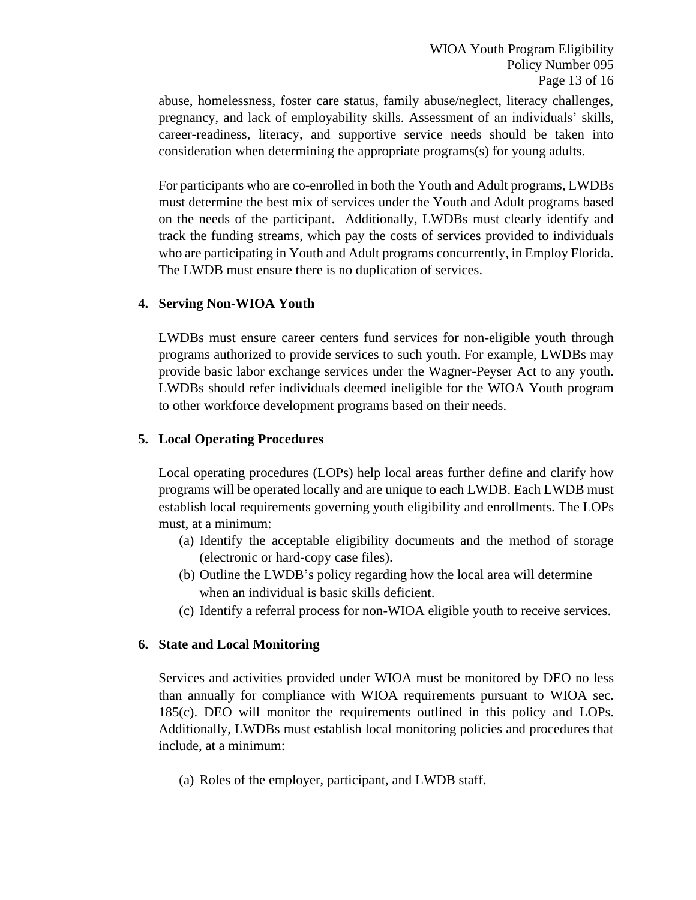abuse, homelessness, foster care status, family abuse/neglect, literacy challenges, pregnancy, and lack of employability skills. Assessment of an individuals' skills, career-readiness, literacy, and supportive service needs should be taken into consideration when determining the appropriate programs(s) for young adults.

For participants who are co-enrolled in both the Youth and Adult programs, LWDBs must determine the best mix of services under the Youth and Adult programs based on the needs of the participant. Additionally, LWDBs must clearly identify and track the funding streams, which pay the costs of services provided to individuals who are participating in Youth and Adult programs concurrently, in Employ Florida. The LWDB must ensure there is no duplication of services.

**4. Serving Non-WIOA Youth**

LWDBs must ensure career centers fund services for non-eligible youth through programs authorized to provide services to such youth. For example, LWDBs may provide basic labor exchange services under the Wagner-Peyser Act to any youth. LWDBs should refer individuals deemed ineligible for the WIOA Youth program to other workforce development programs based on their needs.

**5. Local Operating Procedures**

Local operating procedures (LOPs) help local areas further define and clarify how programs will be operated locally and are unique to each LWDB. Each LWDB must establish local requirements governing youth eligibility and enrollments. The LOPs must, at a minimum:

(a) Identify the acceptable eligibility documents and the method of storage (electronic or hard-copy case files).
(b) Outline the LWDB's policy regarding how the local area will determine when an individual is basic skills deficient.
(c) Identify a referral process for non-WIOA eligible youth to receive services.

**6. State and Local Monitoring**

Services and activities provided under WIOA must be monitored by DEO no less than annually for compliance with WIOA requirements pursuant to WIOA sec. 185(c). DEO will monitor the requirements outlined in this policy and LOPs. Additionally, LWDBs must establish local monitoring policies and procedures that include, at a minimum:

(a) Roles of the employer, participant, and LWDB staff.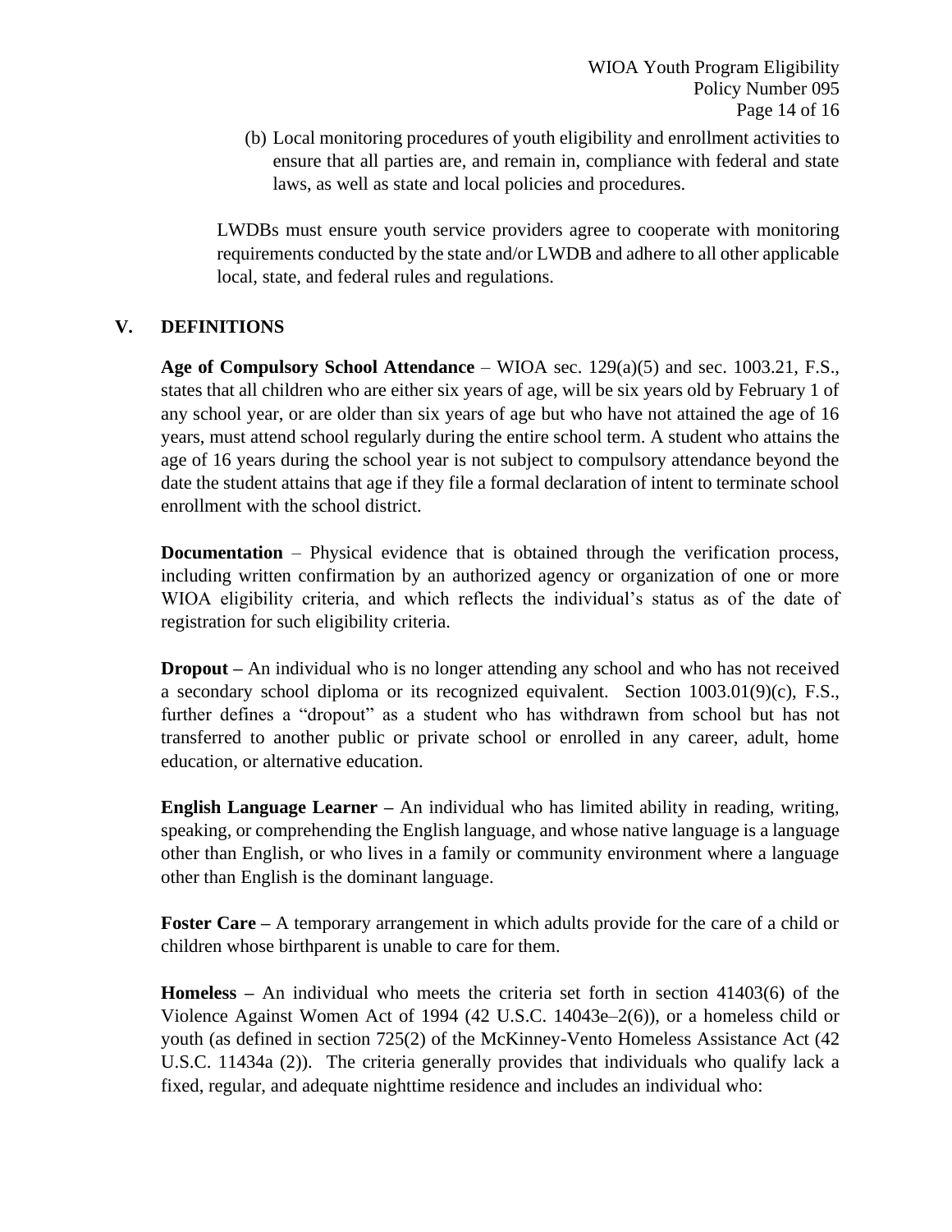(b) Local monitoring procedures of youth eligibility and enrollment activities to ensure that all parties are, and remain in, compliance with federal and state laws, as well as state and local policies and procedures.

LWDBs must ensure youth service providers agree to cooperate with monitoring requirements conducted by the state and/or LWDB and adhere to all other applicable local, state, and federal rules and regulations.

## V. DEFINITIONS

**Age of Compulsory School Attendance** – WIOA sec. 129(a)(5) and sec. 1003.21, F.S., states that all children who are either six years of age, will be six years old by February 1 of any school year, or are older than six years of age but who have not attained the age of 16 years, must attend school regularly during the entire school term. A student who attains the age of 16 years during the school year is not subject to compulsory attendance beyond the date the student attains that age if they file a formal declaration of intent to terminate school enrollment with the school district.

**Documentation** – Physical evidence that is obtained through the verification process, including written confirmation by an authorized agency or organization of one or more WIOA eligibility criteria, and which reflects the individual's status as of the date of registration for such eligibility criteria.

**Dropout –** An individual who is no longer attending any school and who has not received a secondary school diploma or its recognized equivalent. Section 1003.01(9)(c), F.S., further defines a "dropout" as a student who has withdrawn from school but has not transferred to another public or private school or enrolled in any career, adult, home education, or alternative education.

**English Language Learner –** An individual who has limited ability in reading, writing, speaking, or comprehending the English language, and whose native language is a language other than English, or who lives in a family or community environment where a language other than English is the dominant language.

**Foster Care –** A temporary arrangement in which adults provide for the care of a child or children whose birthparent is unable to care for them.

**Homeless –** An individual who meets the criteria set forth in section 41403(6) of the Violence Against Women Act of 1994 (42 U.S.C. 14043e–2(6)), or a homeless child or youth (as defined in section 725(2) of the McKinney-Vento Homeless Assistance Act (42 U.S.C. 11434a (2)). The criteria generally provides that individuals who qualify lack a fixed, regular, and adequate nighttime residence and includes an individual who: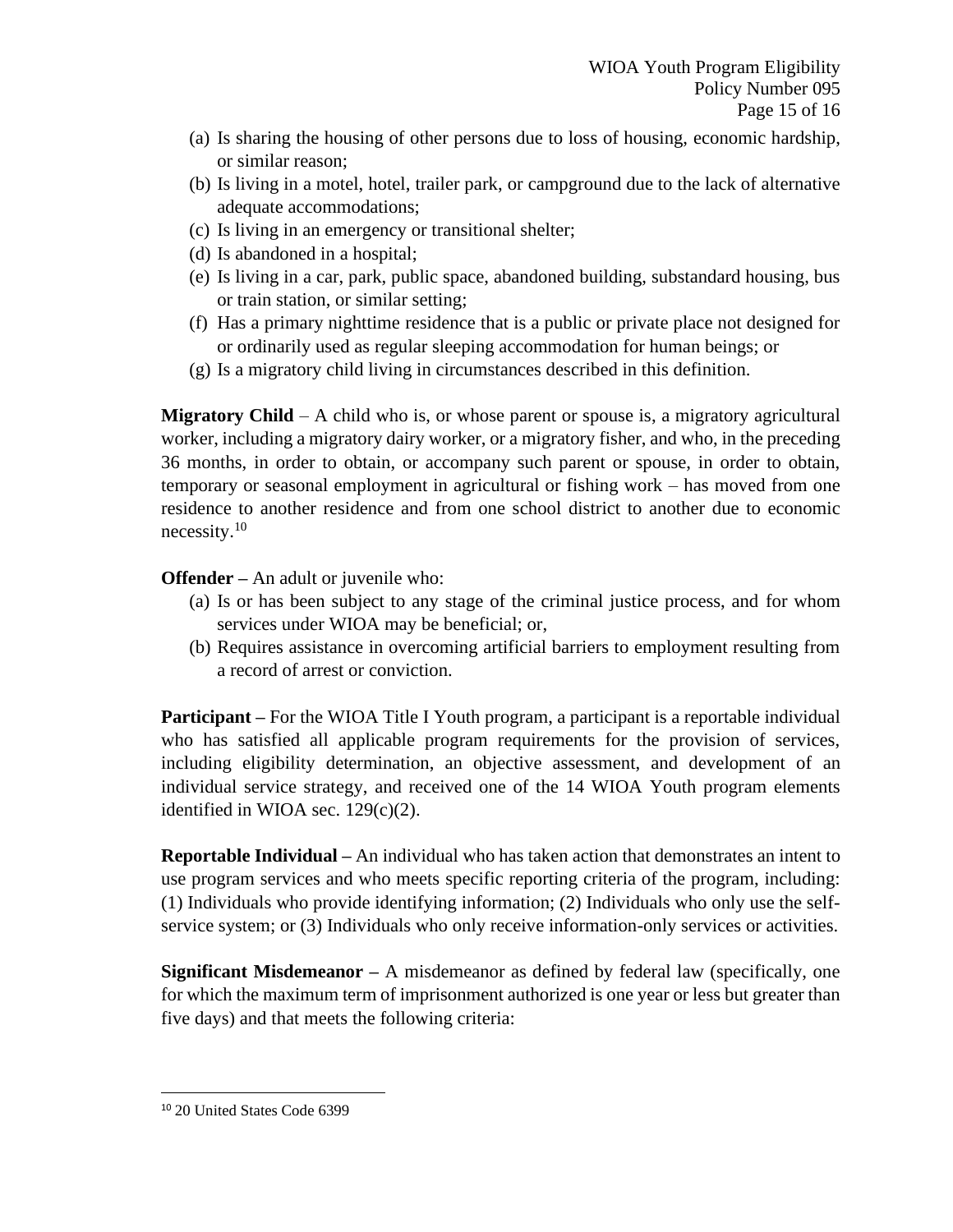(a) Is sharing the housing of other persons due to loss of housing, economic hardship, or similar reason;
(b) Is living in a motel, hotel, trailer park, or campground due to the lack of alternative adequate accommodations;
(c) Is living in an emergency or transitional shelter;
(d) Is abandoned in a hospital;
(e) Is living in a car, park, public space, abandoned building, substandard housing, bus or train station, or similar setting;
(f) Has a primary nighttime residence that is a public or private place not designed for or ordinarily used as regular sleeping accommodation for human beings; or
(g) Is a migratory child living in circumstances described in this definition.

**Migratory Child** – A child who is, or whose parent or spouse is, a migratory agricultural worker, including a migratory dairy worker, or a migratory fisher, and who, in the preceding 36 months, in order to obtain, or accompany such parent or spouse, in order to obtain, temporary or seasonal employment in agricultural or fishing work – has moved from one residence to another residence and from one school district to another due to economic necessity.[10]

**Offender –** An adult or juvenile who:
(a) Is or has been subject to any stage of the criminal justice process, and for whom services under WIOA may be beneficial; or,
(b) Requires assistance in overcoming artificial barriers to employment resulting from a record of arrest or conviction.

**Participant –** For the WIOA Title I Youth program, a participant is a reportable individual who has satisfied all applicable program requirements for the provision of services, including eligibility determination, an objective assessment, and development of an individual service strategy, and received one of the 14 WIOA Youth program elements identified in WIOA sec. 129(c)(2).

**Reportable Individual –** An individual who has taken action that demonstrates an intent to use program services and who meets specific reporting criteria of the program, including: (1) Individuals who provide identifying information; (2) Individuals who only use the self-service system; or (3) Individuals who only receive information-only services or activities.

**Significant Misdemeanor –** A misdemeanor as defined by federal law (specifically, one for which the maximum term of imprisonment authorized is one year or less but greater than five days) and that meets the following criteria:

[10] 20 United States Code 6399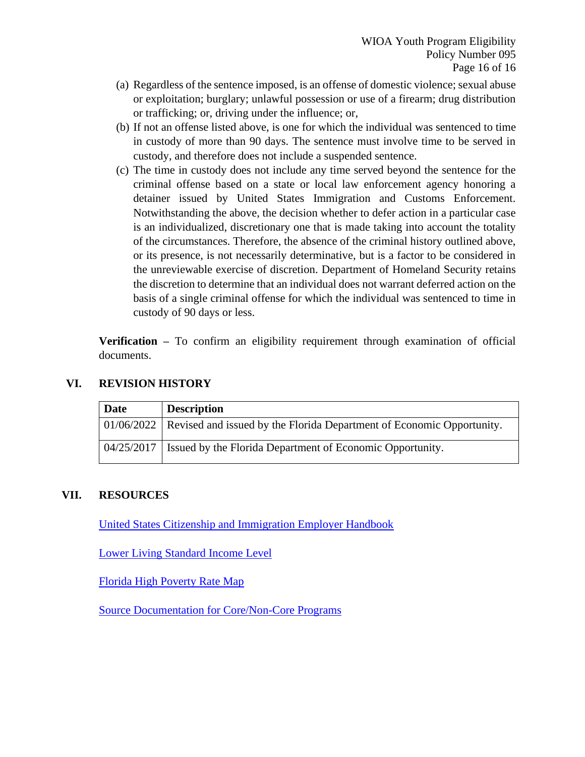(a) Regardless of the sentence imposed, is an offense of domestic violence; sexual abuse or exploitation; burglary; unlawful possession or use of a firearm; drug distribution or trafficking; or, driving under the influence; or,

(b) If not an offense listed above, is one for which the individual was sentenced to time in custody of more than 90 days. The sentence must involve time to be served in custody, and therefore does not include a suspended sentence.

(c) The time in custody does not include any time served beyond the sentence for the criminal offense based on a state or local law enforcement agency honoring a detainer issued by United States Immigration and Customs Enforcement. Notwithstanding the above, the decision whether to defer action in a particular case is an individualized, discretionary one that is made taking into account the totality of the circumstances. Therefore, the absence of the criminal history outlined above, or its presence, is not necessarily determinative, but is a factor to be considered in the unreviewable exercise of discretion. Department of Homeland Security retains the discretion to determine that an individual does not warrant deferred action on the basis of a single criminal offense for which the individual was sentenced to time in custody of 90 days or less.

**Verification** – To confirm an eligibility requirement through examination of official documents.

## VI. REVISION HISTORY

| Date | Description |
|---|---|
| 01/06/2022 | Revised and issued by the Florida Department of Economic Opportunity. |
| 04/25/2017 | Issued by the Florida Department of Economic Opportunity. |

## VII. RESOURCES

United States Citizenship and Immigration Employer Handbook

Lower Living Standard Income Level

Florida High Poverty Rate Map

Source Documentation for Core/Non-Core Programs